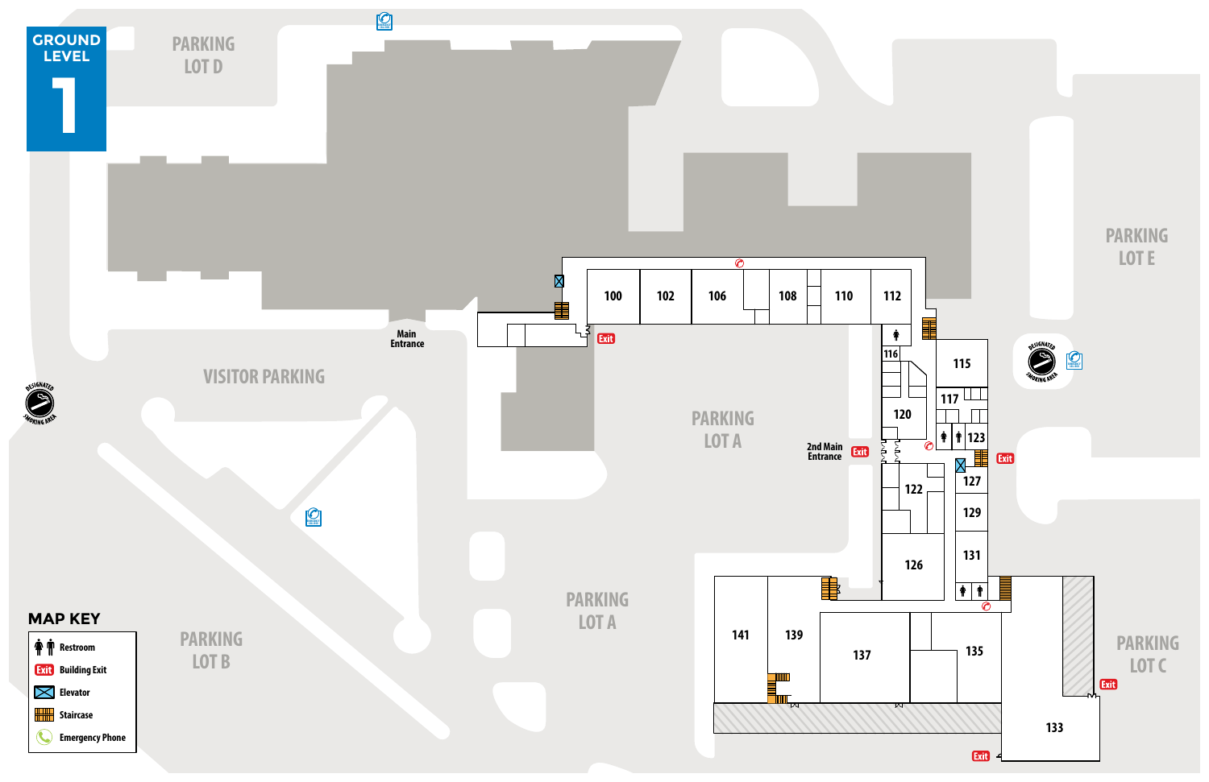# GROUND LEVEL 1

PARKING LOT D

PARKING LOT E

VISITOR PARKING

PARKING LOT A

PARKING LOT A

PARKING LOT B

PARKING LOT C

Main Entrance

2nd Main Entrance

DESIGNATED SMOKING AREA

DESIGNATED SMOKING AREA

Exit

Exit

Exit

Exit

Exit

100, 102, 106, 108, 110, 112, 115, 116, 117, 120, 122, 123, 126, 127, 129, 131, 133, 135, 137, 139, 141

## MAP KEY

- Restroom
- Exit — Building Exit
- Elevator
- Staircase
- Emergency Phone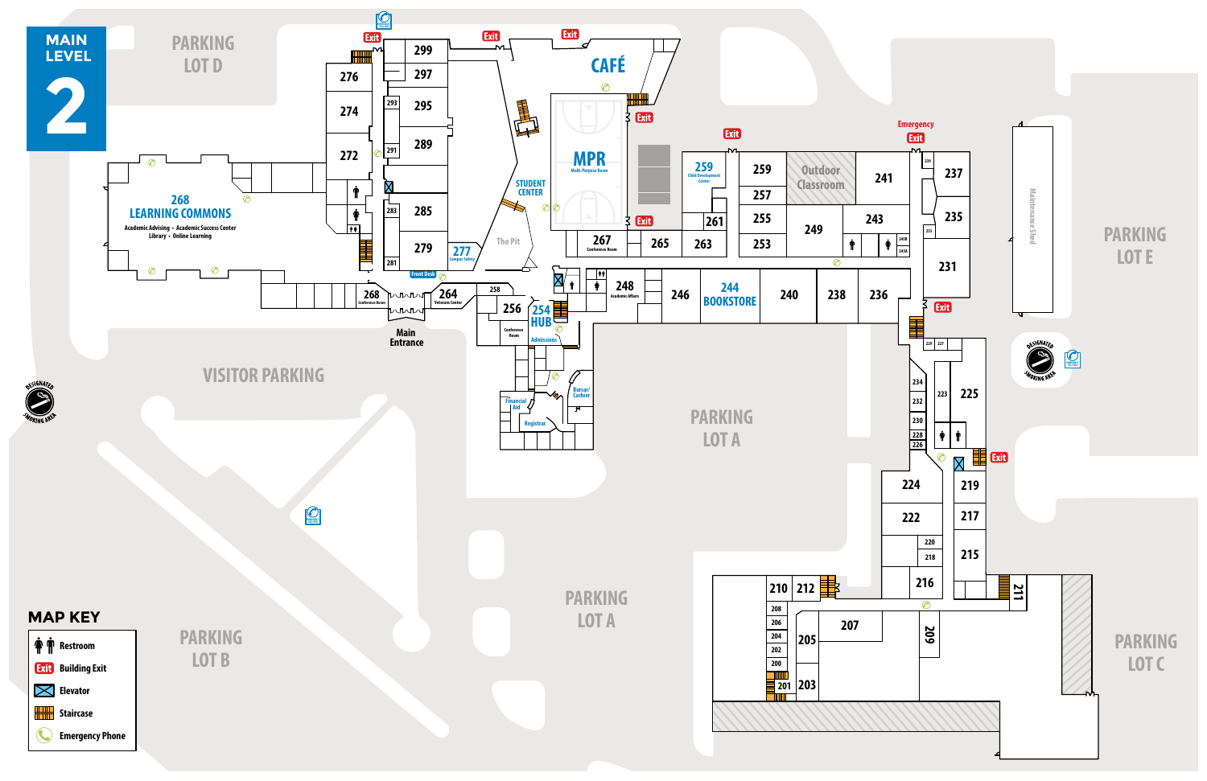# MAIN LEVEL 2

PARKING LOT D

PARKING LOT E

PARKING LOT A

PARKING LOT B

PARKING LOT C

VISITOR PARKING

CAFÉ

MPR
Multi-Purpose Room

STUDENT CENTER

The Pit

268 LEARNING COMMONS
Academic Advising • Academic Success Center
Library • Online Learning

277 Campus Safety

Front Desk

268 Conference Room

264 Veterans Center

256 Conference Room

254 HUB

Admissions

Financial Aid

Registrar

Bursar/Cashier

248 Academic Affairs

244 BOOKSTORE

259 Child Development Center

267 Conference Room

Outdoor Classroom

Main Entrance

Maintenance Shed

Designated Smoking Area

Emergency Exit

Rooms: 276, 274, 272, 299, 297, 295, 293, 291, 289, 285, 283, 281, 279, 265, 263, 261, 259, 257, 255, 253, 249, 243, 241, 240, 239, 238, 237, 236, 235, 233, 231, 246, 245A, 245B, 258, 234, 232, 230, 229, 228, 227, 226, 225, 224, 223, 222, 220, 219, 218, 217, 216, 215, 212, 211, 210, 209, 208, 207, 206, 205, 204, 203, 202, 201, 200

## MAP KEY

- Restroom
- Building Exit
- Elevator
- Staircase
- Emergency Phone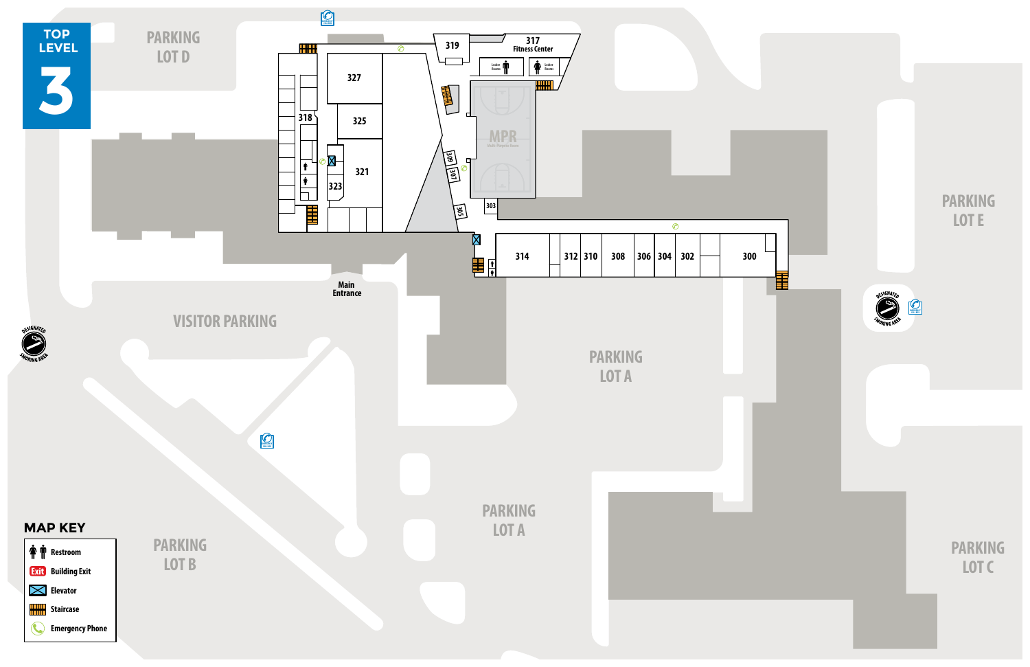# TOP LEVEL 3

PARKING LOT D

319

317
Fitness Center

Locker Rooms

Locker Rooms

327

325

318

321

323

MPR
Multi-Purpose Room

309

307

305

303

314

312

310

308

306

304

302

300

Main Entrance

VISITOR PARKING

PARKING LOT E

PARKING LOT A

PARKING LOT A

PARKING LOT B

PARKING LOT C

DESIGNATED SMOKING AREA

DESIGNATED SMOKING AREA

## MAP KEY

- Restroom
- Exit Building Exit
- Elevator
- Staircase
- Emergency Phone